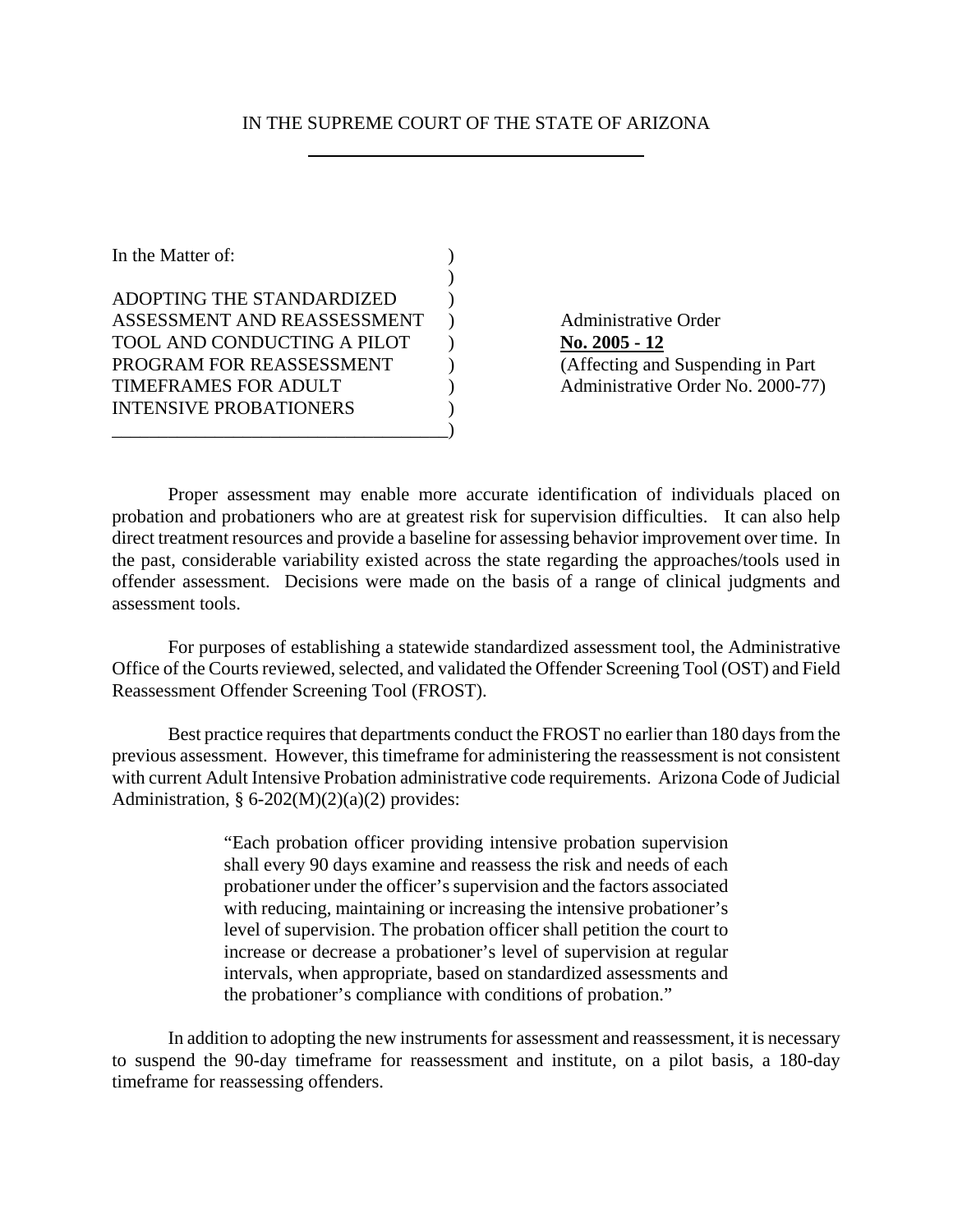IN THE SUPREME COURT OF THE STATE OF ARIZONA

In the Matter of:

ADOPTING THE STANDARDIZED ASSESSMENT AND REASSESSMENT TOOL AND CONDUCTING A PILOT PROGRAM FOR REASSESSMENT TIMEFRAMES FOR ADULT INTENSIVE PROBATIONERS

Administrative Order
**No. 2005 - 12**
(Affecting and Suspending in Part Administrative Order No. 2000-77)

Proper assessment may enable more accurate identification of individuals placed on probation and probationers who are at greatest risk for supervision difficulties. It can also help direct treatment resources and provide a baseline for assessing behavior improvement over time. In the past, considerable variability existed across the state regarding the approaches/tools used in offender assessment. Decisions were made on the basis of a range of clinical judgments and assessment tools.

For purposes of establishing a statewide standardized assessment tool, the Administrative Office of the Courts reviewed, selected, and validated the Offender Screening Tool (OST) and Field Reassessment Offender Screening Tool (FROST).

Best practice requires that departments conduct the FROST no earlier than 180 days from the previous assessment. However, this timeframe for administering the reassessment is not consistent with current Adult Intensive Probation administrative code requirements. Arizona Code of Judicial Administration, § 6-202(M)(2)(a)(2) provides:

> "Each probation officer providing intensive probation supervision shall every 90 days examine and reassess the risk and needs of each probationer under the officer's supervision and the factors associated with reducing, maintaining or increasing the intensive probationer's level of supervision. The probation officer shall petition the court to increase or decrease a probationer's level of supervision at regular intervals, when appropriate, based on standardized assessments and the probationer's compliance with conditions of probation."

In addition to adopting the new instruments for assessment and reassessment, it is necessary to suspend the 90-day timeframe for reassessment and institute, on a pilot basis, a 180-day timeframe for reassessing offenders.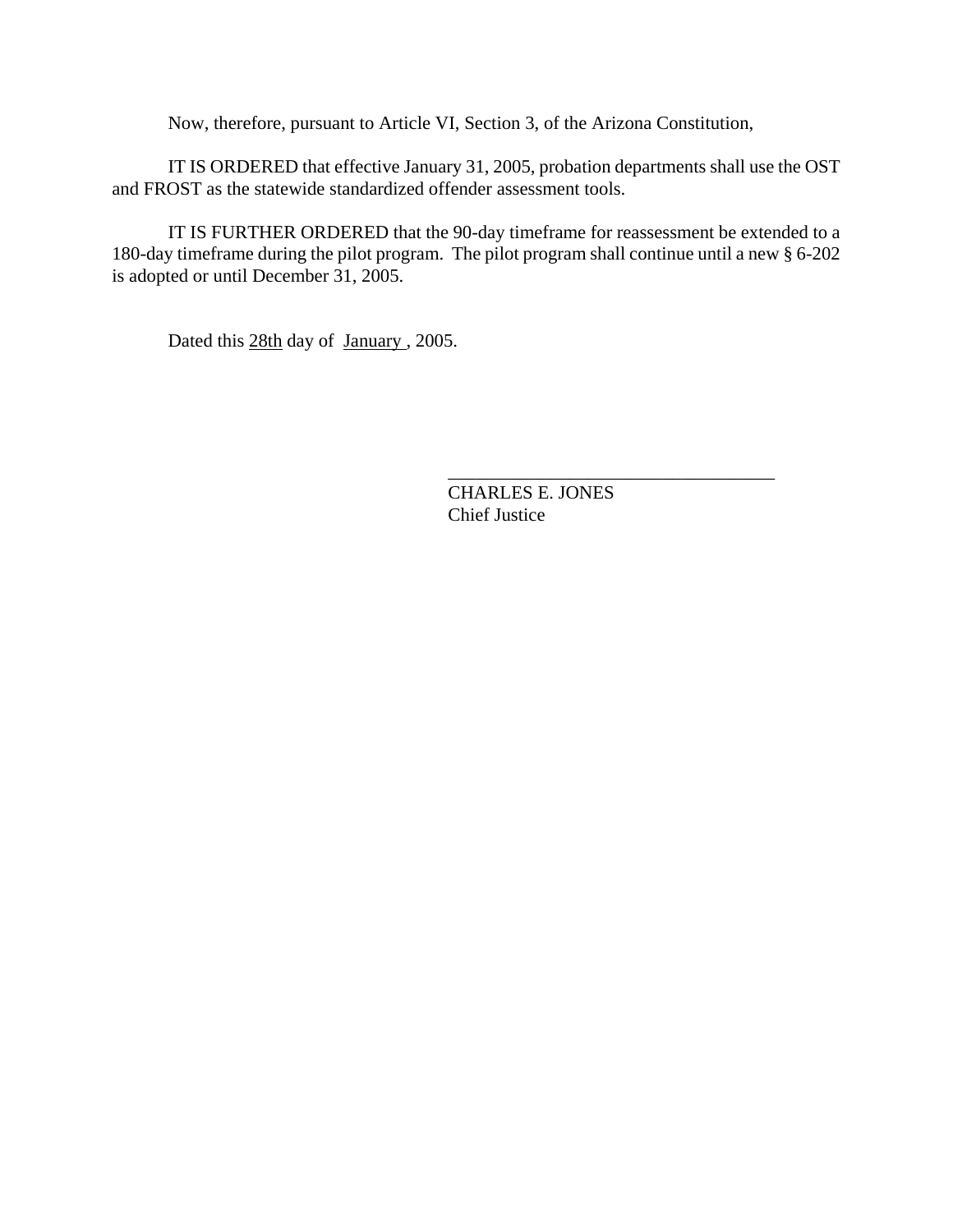Now, therefore, pursuant to Article VI, Section 3, of the Arizona Constitution,

IT IS ORDERED that effective January 31, 2005, probation departments shall use the OST and FROST as the statewide standardized offender assessment tools.

IT IS FURTHER ORDERED that the 90-day timeframe for reassessment be extended to a 180-day timeframe during the pilot program. The pilot program shall continue until a new § 6-202 is adopted or until December 31, 2005.

Dated this 28th day of January , 2005.

\_\_\_\_\_\_\_\_\_\_\_\_\_\_\_\_\_\_\_\_\_\_\_\_\_\_\_\_\_\_\_\_\_\_\_\_

CHARLES E. JONES
Chief Justice